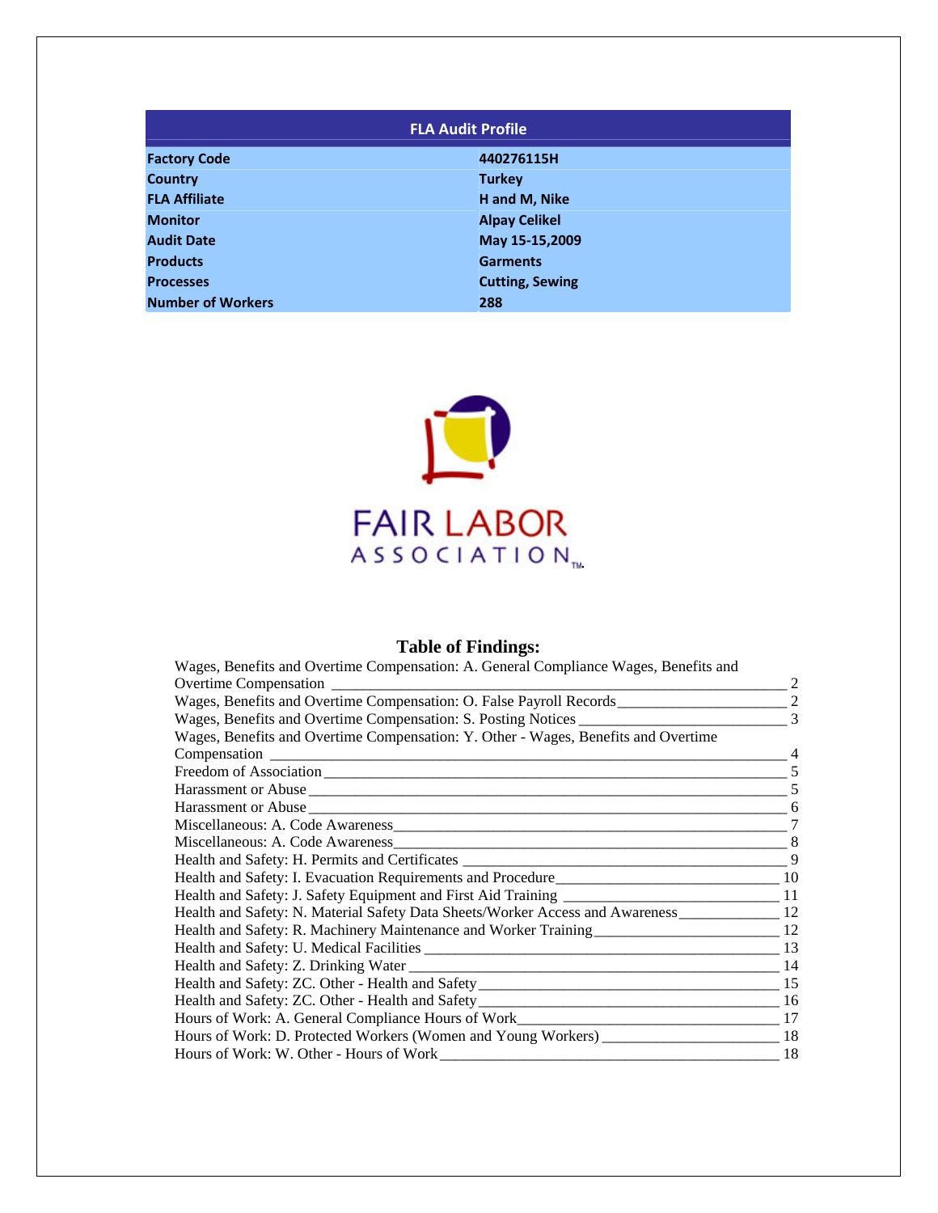| FLA Audit Profile | |
|---|---|
| **Factory Code** | **440276115H** |
| **Country** | **Turkey** |
| **FLA Affiliate** | **H and M, Nike** |
| **Monitor** | **Alpay Celikel** |
| **Audit Date** | **May 15-15,2009** |
| **Products** | **Garments** |
| **Processes** | **Cutting, Sewing** |
| **Number of Workers** | **288** |

FAIR LABOR ASSOCIATION™

## Table of Findings:

Wages, Benefits and Overtime Compensation: A. General Compliance Wages, Benefits and Overtime Compensation ____ 2
Wages, Benefits and Overtime Compensation: O. False Payroll Records ____ 2
Wages, Benefits and Overtime Compensation: S. Posting Notices ____ 3
Wages, Benefits and Overtime Compensation: Y. Other - Wages, Benefits and Overtime Compensation ____ 4
Freedom of Association ____ 5
Harassment or Abuse ____ 5
Harassment or Abuse ____ 6
Miscellaneous: A. Code Awareness ____ 7
Miscellaneous: A. Code Awareness ____ 8
Health and Safety: H. Permits and Certificates ____ 9
Health and Safety: I. Evacuation Requirements and Procedure ____ 10
Health and Safety: J. Safety Equipment and First Aid Training ____ 11
Health and Safety: N. Material Safety Data Sheets/Worker Access and Awareness ____ 12
Health and Safety: R. Machinery Maintenance and Worker Training ____ 12
Health and Safety: U. Medical Facilities ____ 13
Health and Safety: Z. Drinking Water ____ 14
Health and Safety: ZC. Other - Health and Safety ____ 15
Health and Safety: ZC. Other - Health and Safety ____ 16
Hours of Work: A. General Compliance Hours of Work ____ 17
Hours of Work: D. Protected Workers (Women and Young Workers) ____ 18
Hours of Work: W. Other - Hours of Work ____ 18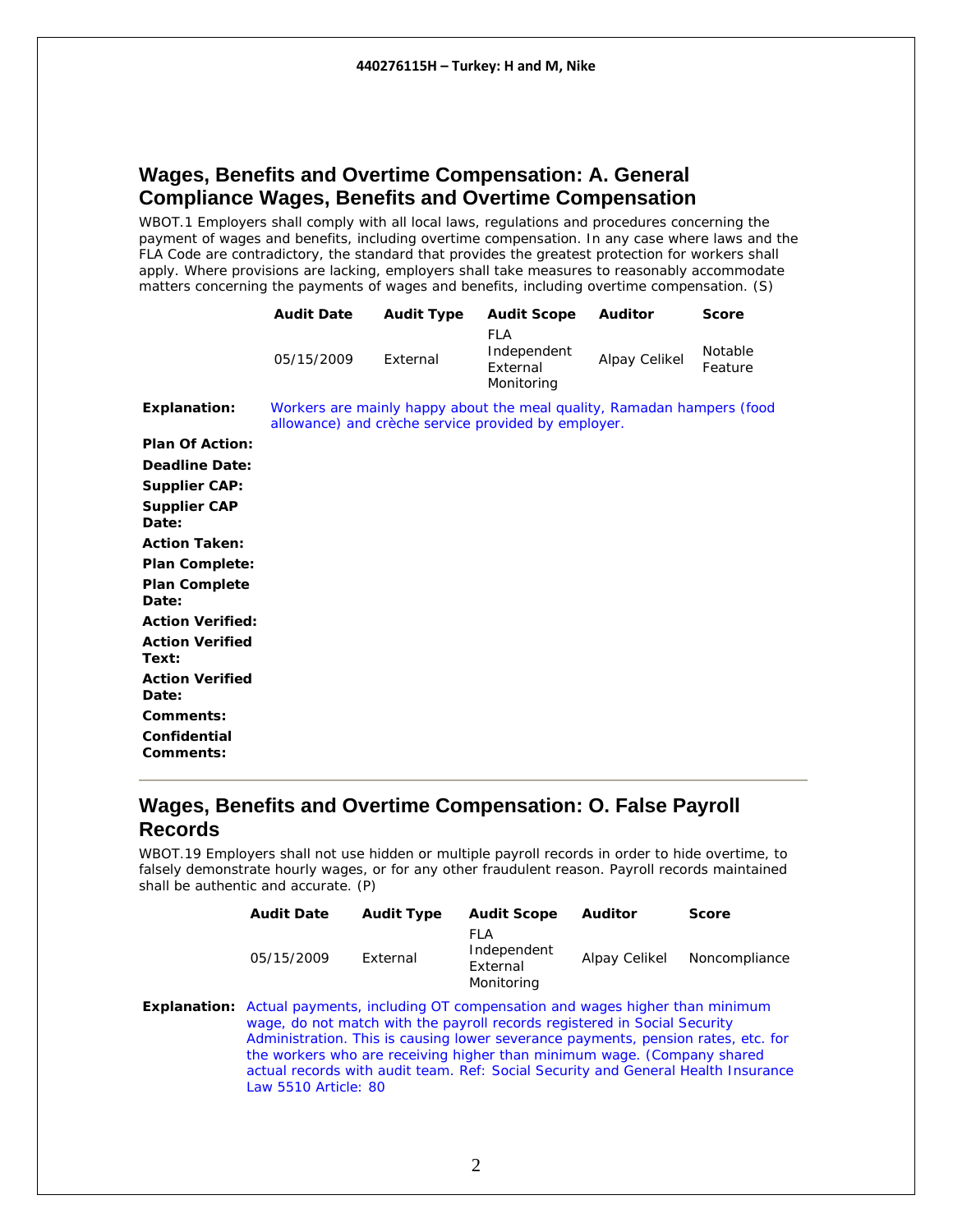## Wages, Benefits and Overtime Compensation: A. General Compliance Wages, Benefits and Overtime Compensation

WBOT.1 Employers shall comply with all local laws, regulations and procedures concerning the payment of wages and benefits, including overtime compensation. In any case where laws and the FLA Code are contradictory, the standard that provides the greatest protection for workers shall apply. Where provisions are lacking, employers shall take measures to reasonably accommodate matters concerning the payments of wages and benefits, including overtime compensation. (S)

| Audit Date | Audit Type | Audit Scope | Auditor | Score |
|---|---|---|---|---|
| 05/15/2009 | External | FLA Independent External Monitoring | Alpay Celikel | Notable Feature |

**Explanation:** Workers are mainly happy about the meal quality, Ramadan hampers (food allowance) and crèche service provided by employer.

**Plan Of Action:**

**Deadline Date:**

**Supplier CAP:**

**Supplier CAP Date:**

**Action Taken:**

**Plan Complete:**

**Plan Complete Date:**

**Action Verified:**

**Action Verified Text:**

**Action Verified Date:**

**Comments:**

**Confidential Comments:**

---

## Wages, Benefits and Overtime Compensation: O. False Payroll Records

WBOT.19 Employers shall not use hidden or multiple payroll records in order to hide overtime, to falsely demonstrate hourly wages, or for any other fraudulent reason. Payroll records maintained shall be authentic and accurate. (P)

| Audit Date | Audit Type | Audit Scope | Auditor | Score |
|---|---|---|---|---|
| 05/15/2009 | External | FLA Independent External Monitoring | Alpay Celikel | Noncompliance |

**Explanation:** Actual payments, including OT compensation and wages higher than minimum wage, do not match with the payroll records registered in Social Security Administration. This is causing lower severance payments, pension rates, etc. for the workers who are receiving higher than minimum wage. (Company shared actual records with audit team. Ref: Social Security and General Health Insurance Law 5510 Article: 80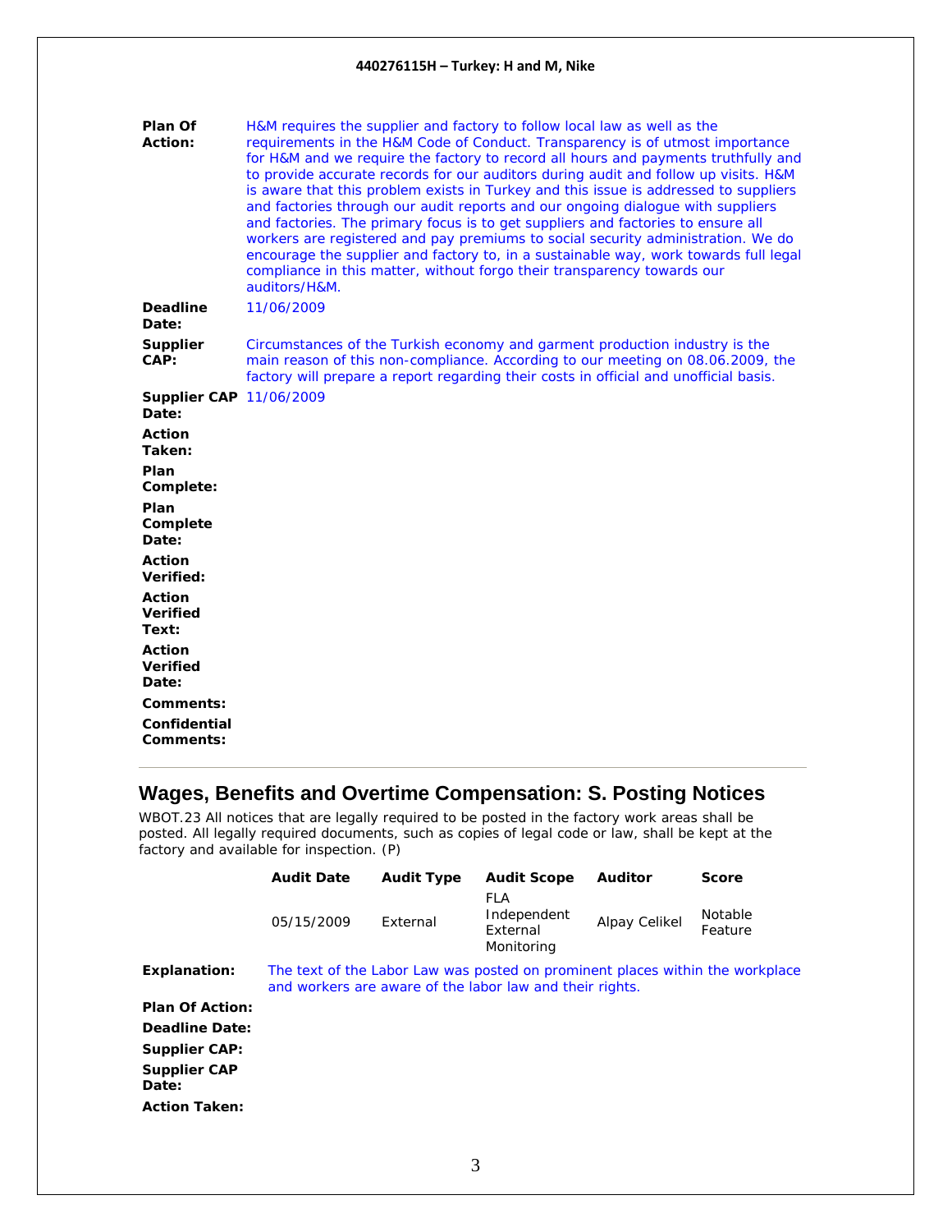**Plan Of Action:** H&M requires the supplier and factory to follow local law as well as the requirements in the H&M Code of Conduct. Transparency is of utmost importance for H&M and we require the factory to record all hours and payments truthfully and to provide accurate records for our auditors during audit and follow up visits. H&M is aware that this problem exists in Turkey and this issue is addressed to suppliers and factories through our audit reports and our ongoing dialogue with suppliers and factories. The primary focus is to get suppliers and factories to ensure all workers are registered and pay premiums to social security administration. We do encourage the supplier and factory to, in a sustainable way, work towards full legal compliance in this matter, without forgo their transparency towards our auditors/H&M.

**Deadline Date:** 11/06/2009

**Supplier CAP:** Circumstances of the Turkish economy and garment production industry is the main reason of this non-compliance. According to our meeting on 08.06.2009, the factory will prepare a report regarding their costs in official and unofficial basis.

**Supplier CAP Date:** 11/06/2009

**Action Taken:**

**Plan Complete:**

**Plan Complete Date:**

**Action Verified:**

**Action Verified Text:**

**Action Verified Date:**

**Comments:**

**Confidential Comments:**

---

## Wages, Benefits and Overtime Compensation: S. Posting Notices

WBOT.23 All notices that are legally required to be posted in the factory work areas shall be posted. All legally required documents, such as copies of legal code or law, shall be kept at the factory and available for inspection. (P)

| Audit Date | Audit Type | Audit Scope | Auditor | Score |
|---|---|---|---|---|
| 05/15/2009 | External | FLA Independent External Monitoring | Alpay Celikel | Notable Feature |

**Explanation:** The text of the Labor Law was posted on prominent places within the workplace and workers are aware of the labor law and their rights.

**Plan Of Action:**

**Deadline Date:**

**Supplier CAP:**

**Supplier CAP Date:**

**Action Taken:**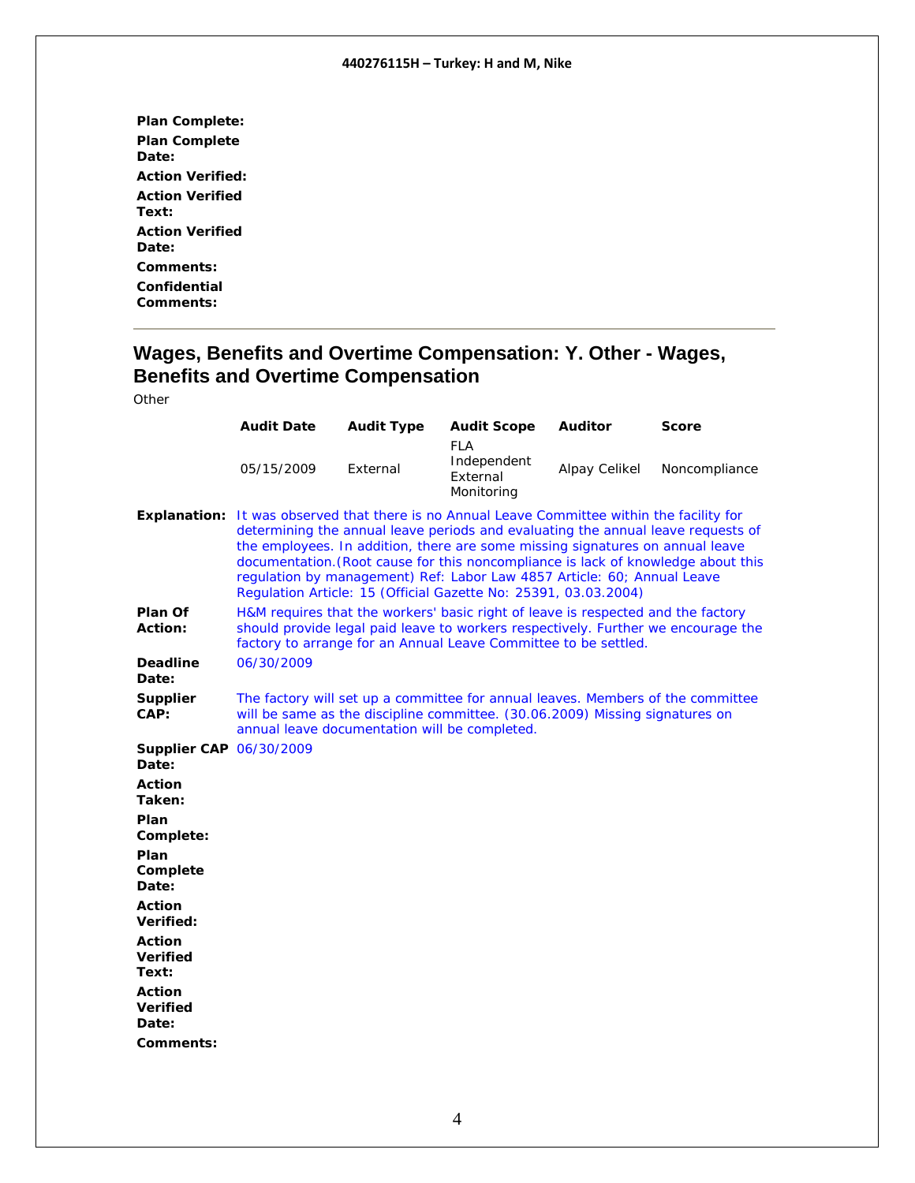**Plan Complete:**

**Plan Complete Date:**

**Action Verified:**

**Action Verified Text:**

**Action Verified Date:**

**Comments:**

**Confidential Comments:**

---

## Wages, Benefits and Overtime Compensation: Y. Other - Wages, Benefits and Overtime Compensation

Other

| Audit Date | Audit Type | Audit Scope | Auditor | Score |
|---|---|---|---|---|
| 05/15/2009 | External | FLA Independent External Monitoring | Alpay Celikel | Noncompliance |

**Explanation:** It was observed that there is no Annual Leave Committee within the facility for determining the annual leave periods and evaluating the annual leave requests of the employees. In addition, there are some missing signatures on annual leave documentation.(Root cause for this noncompliance is lack of knowledge about this regulation by management) Ref: Labor Law 4857 Article: 60; Annual Leave Regulation Article: 15 (Official Gazette No: 25391, 03.03.2004)

**Plan Of Action:** H&M requires that the workers' basic right of leave is respected and the factory should provide legal paid leave to workers respectively. Further we encourage the factory to arrange for an Annual Leave Committee to be settled.

**Deadline Date:** 06/30/2009

**Supplier CAP:** The factory will set up a committee for annual leaves. Members of the committee will be same as the discipline committee. (30.06.2009) Missing signatures on annual leave documentation will be completed.

**Supplier CAP Date:** 06/30/2009

**Action Taken:**

**Plan Complete:**

**Plan Complete Date:**

**Action Verified:**

**Action Verified Text:**

**Action Verified Date:**

**Comments:**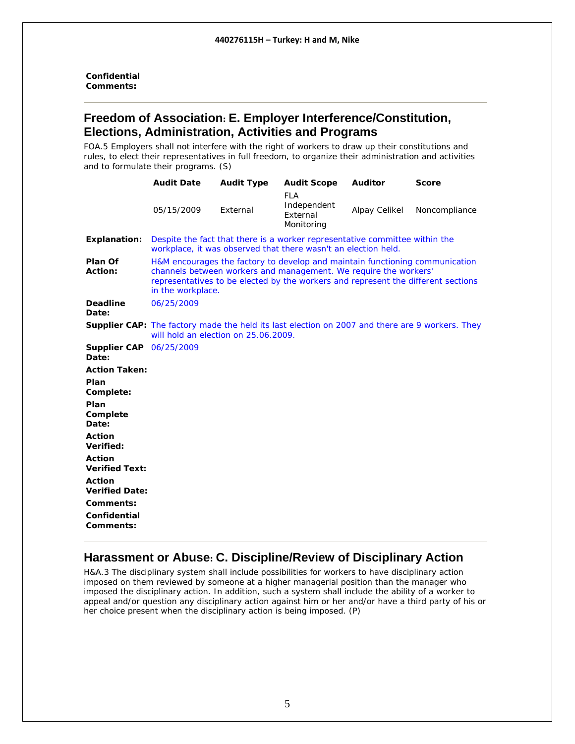**Confidential Comments:**

---

## Freedom of Association: E. Employer Interference/Constitution, Elections, Administration, Activities and Programs

FOA.5 Employers shall not interfere with the right of workers to draw up their constitutions and rules, to elect their representatives in full freedom, to organize their administration and activities and to formulate their programs. (S)

| Audit Date | Audit Type | Audit Scope | Auditor | Score |
|---|---|---|---|---|
| 05/15/2009 | External | FLA Independent External Monitoring | Alpay Celikel | Noncompliance |

**Explanation:** Despite the fact that there is a worker representative committee within the workplace, it was observed that there wasn't an election held.

**Plan Of Action:** H&M encourages the factory to develop and maintain functioning communication channels between workers and management. We require the workers' representatives to be elected by the workers and represent the different sections in the workplace.

**Deadline Date:** 06/25/2009

**Supplier CAP:** The factory made the held its last election on 2007 and there are 9 workers. They will hold an election on 25.06.2009.

**Supplier CAP Date:** 06/25/2009

**Action Taken:**

**Plan Complete:**

**Plan Complete Date:**

**Action Verified:**

**Action Verified Text:**

**Action Verified Date:**

**Comments:**

**Confidential Comments:**

---

## Harassment or Abuse: C. Discipline/Review of Disciplinary Action

H&A.3 The disciplinary system shall include possibilities for workers to have disciplinary action imposed on them reviewed by someone at a higher managerial position than the manager who imposed the disciplinary action. In addition, such a system shall include the ability of a worker to appeal and/or question any disciplinary action against him or her and/or have a third party of his or her choice present when the disciplinary action is being imposed. (P)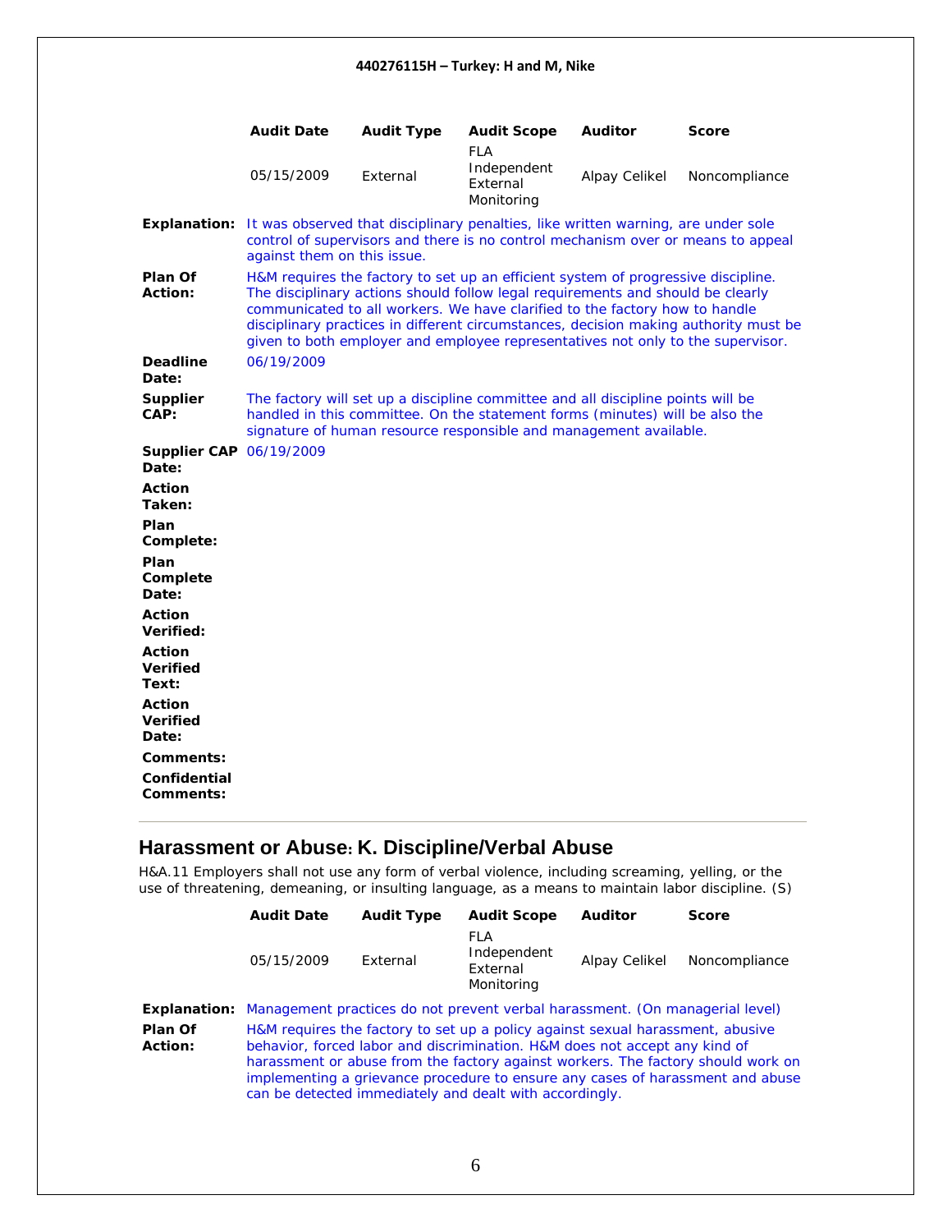| Audit Date | Audit Type | Audit Scope | Auditor | Score |
|---|---|---|---|---|
| 05/15/2009 | External | FLA Independent External Monitoring | Alpay Celikel | Noncompliance |

**Explanation:** It was observed that disciplinary penalties, like written warning, are under sole control of supervisors and there is no control mechanism over or means to appeal against them on this issue.

**Plan Of Action:** H&M requires the factory to set up an efficient system of progressive discipline. The disciplinary actions should follow legal requirements and should be clearly communicated to all workers. We have clarified to the factory how to handle disciplinary practices in different circumstances, decision making authority must be given to both employer and employee representatives not only to the supervisor.

**Deadline Date:** 06/19/2009

**Supplier CAP:** The factory will set up a discipline committee and all discipline points will be handled in this committee. On the statement forms (minutes) will be also the signature of human resource responsible and management available.

**Supplier CAP Date:** 06/19/2009

**Action Taken:**

**Plan Complete:**

**Plan Complete Date:**

**Action Verified:**

**Action Verified Text:**

**Action Verified Date:**

**Comments:**

**Confidential Comments:**

---

## Harassment or Abuse: K. Discipline/Verbal Abuse

H&A.11 Employers shall not use any form of verbal violence, including screaming, yelling, or the use of threatening, demeaning, or insulting language, as a means to maintain labor discipline. (S)

| Audit Date | Audit Type | Audit Scope | Auditor | Score |
|---|---|---|---|---|
| 05/15/2009 | External | FLA Independent External Monitoring | Alpay Celikel | Noncompliance |

**Explanation:** Management practices do not prevent verbal harassment. (On managerial level)

**Plan Of Action:** H&M requires the factory to set up a policy against sexual harassment, abusive behavior, forced labor and discrimination. H&M does not accept any kind of harassment or abuse from the factory against workers. The factory should work on implementing a grievance procedure to ensure any cases of harassment and abuse can be detected immediately and dealt with accordingly.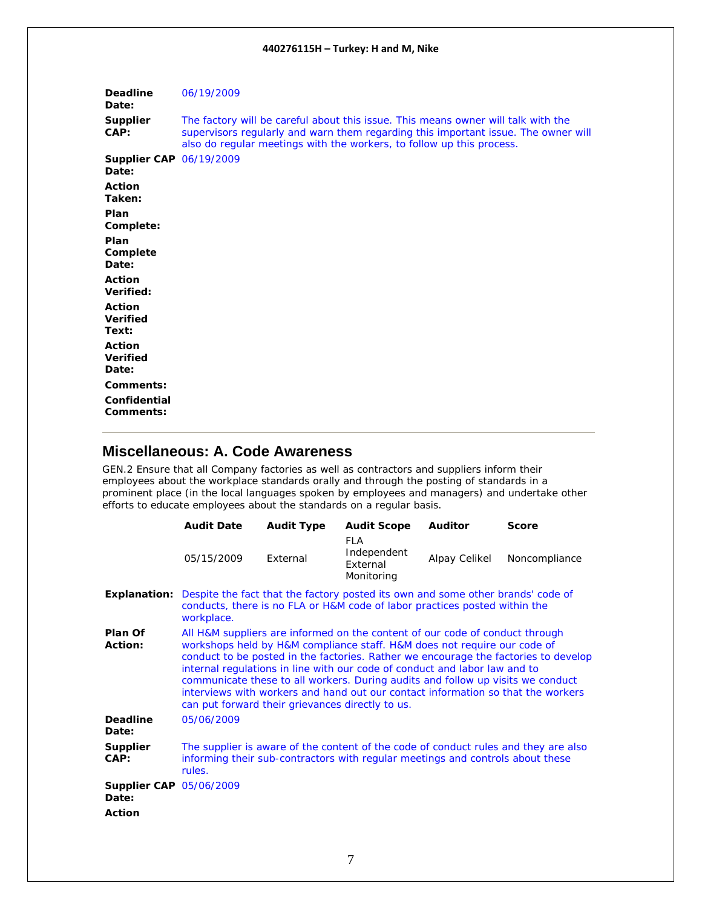**Deadline Date:** 06/19/2009

**Supplier CAP:** The factory will be careful about this issue. This means owner will talk with the supervisors regularly and warn them regarding this important issue. The owner will also do regular meetings with the workers, to follow up this process.

**Supplier CAP Date:** 06/19/2009

**Action Taken:**

**Plan Complete:**

**Plan Complete Date:**

**Action Verified:**

**Action Verified Text:**

**Action Verified Date:**

**Comments:**

**Confidential Comments:**

---

## Miscellaneous: A. Code Awareness

GEN.2 Ensure that all Company factories as well as contractors and suppliers inform their employees about the workplace standards orally and through the posting of standards in a prominent place (in the local languages spoken by employees and managers) and undertake other efforts to educate employees about the standards on a regular basis.

| Audit Date | Audit Type | Audit Scope | Auditor | Score |
|---|---|---|---|---|
| 05/15/2009 | External | FLA Independent External Monitoring | Alpay Celikel | Noncompliance |

**Explanation:** Despite the fact that the factory posted its own and some other brands' code of conducts, there is no FLA or H&M code of labor practices posted within the workplace.

**Plan Of Action:** All H&M suppliers are informed on the content of our code of conduct through workshops held by H&M compliance staff. H&M does not require our code of conduct to be posted in the factories. Rather we encourage the factories to develop internal regulations in line with our code of conduct and labor law and to communicate these to all workers. During audits and follow up visits we conduct interviews with workers and hand out our contact information so that the workers can put forward their grievances directly to us.

**Deadline Date:** 05/06/2009

**Supplier CAP:** The supplier is aware of the content of the code of conduct rules and they are also informing their sub-contractors with regular meetings and controls about these rules.

**Supplier CAP Date:** 05/06/2009

**Action**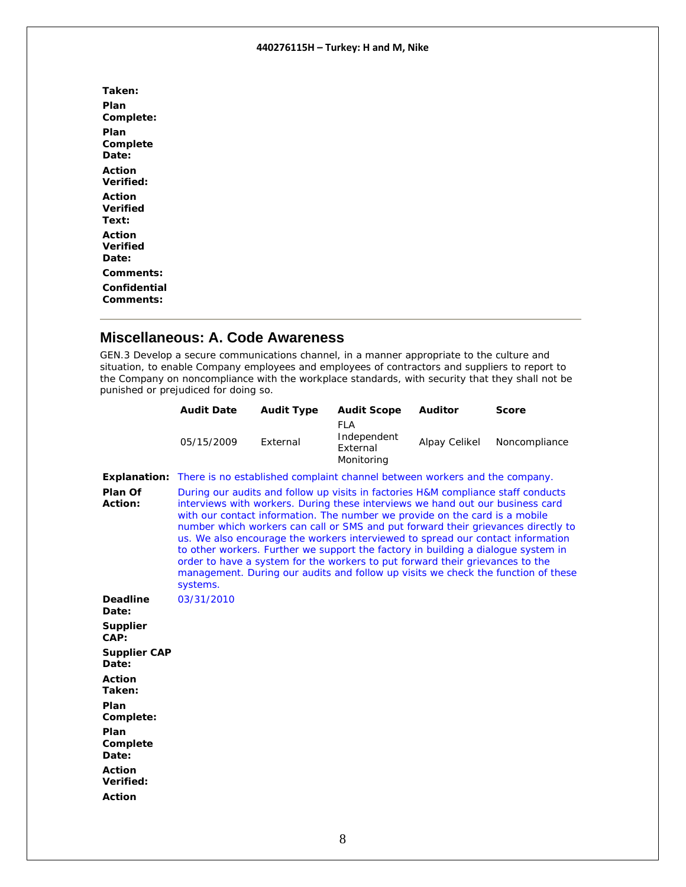**Taken:**

**Plan Complete:**

**Plan Complete Date:**

**Action Verified:**

**Action Verified Text:**

**Action Verified Date:**

**Comments:**

**Confidential Comments:**

---

## Miscellaneous: A. Code Awareness

GEN.3 Develop a secure communications channel, in a manner appropriate to the culture and situation, to enable Company employees and employees of contractors and suppliers to report to the Company on noncompliance with the workplace standards, with security that they shall not be punished or prejudiced for doing so.

| Audit Date | Audit Type | Audit Scope | Auditor | Score |
|---|---|---|---|---|
| 05/15/2009 | External | FLA Independent External Monitoring | Alpay Celikel | Noncompliance |

**Explanation:** There is no established complaint channel between workers and the company.

**Plan Of Action:** During our audits and follow up visits in factories H&M compliance staff conducts interviews with workers. During these interviews we hand out our business card with our contact information. The number we provide on the card is a mobile number which workers can call or SMS and put forward their grievances directly to us. We also encourage the workers interviewed to spread our contact information to other workers. Further we support the factory in building a dialogue system in order to have a system for the workers to put forward their grievances to the management. During our audits and follow up visits we check the function of these systems.

**Deadline Date:** 03/31/2010

**Supplier CAP:**

**Supplier CAP Date:**

**Action Taken:**

**Plan Complete:**

**Plan Complete Date:**

**Action Verified:**

**Action**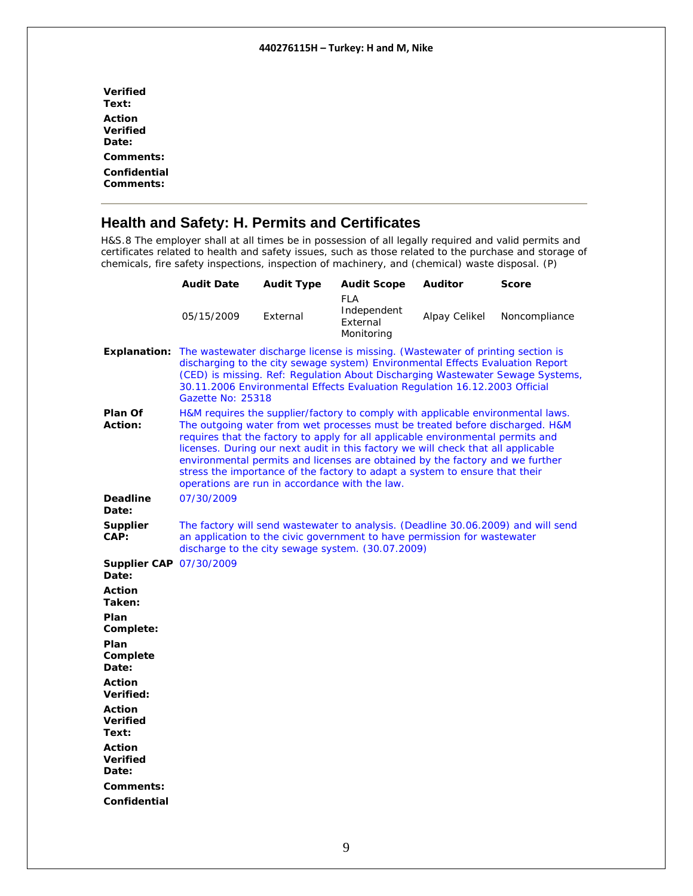**Verified Text:**

**Action Verified Date:**

**Comments:**

**Confidential Comments:**

---

## Health and Safety: H. Permits and Certificates

H&S.8 The employer shall at all times be in possession of all legally required and valid permits and certificates related to health and safety issues, such as those related to the purchase and storage of chemicals, fire safety inspections, inspection of machinery, and (chemical) waste disposal. (P)

| Audit Date | Audit Type | Audit Scope | Auditor | Score |
|---|---|---|---|---|
| 05/15/2009 | External | FLA Independent External Monitoring | Alpay Celikel | Noncompliance |

**Explanation:** The wastewater discharge license is missing. (Wastewater of printing section is discharging to the city sewage system) Environmental Effects Evaluation Report (CED) is missing. Ref: Regulation About Discharging Wastewater Sewage Systems, 30.11.2006 Environmental Effects Evaluation Regulation 16.12.2003 Official Gazette No: 25318

**Plan Of Action:** H&M requires the supplier/factory to comply with applicable environmental laws. The outgoing water from wet processes must be treated before discharged. H&M requires that the factory to apply for all applicable environmental permits and licenses. During our next audit in this factory we will check that all applicable environmental permits and licenses are obtained by the factory and we further stress the importance of the factory to adapt a system to ensure that their operations are run in accordance with the law.

**Deadline Date:** 07/30/2009

**Supplier CAP:** The factory will send wastewater to analysis. (Deadline 30.06.2009) and will send an application to the civic government to have permission for wastewater discharge to the city sewage system. (30.07.2009)

**Supplier CAP Date:** 07/30/2009

**Action Taken:**

**Plan Complete:**

**Plan Complete Date:**

**Action Verified:**

**Action Verified Text:**

**Action Verified Date:**

**Comments:**

**Confidential**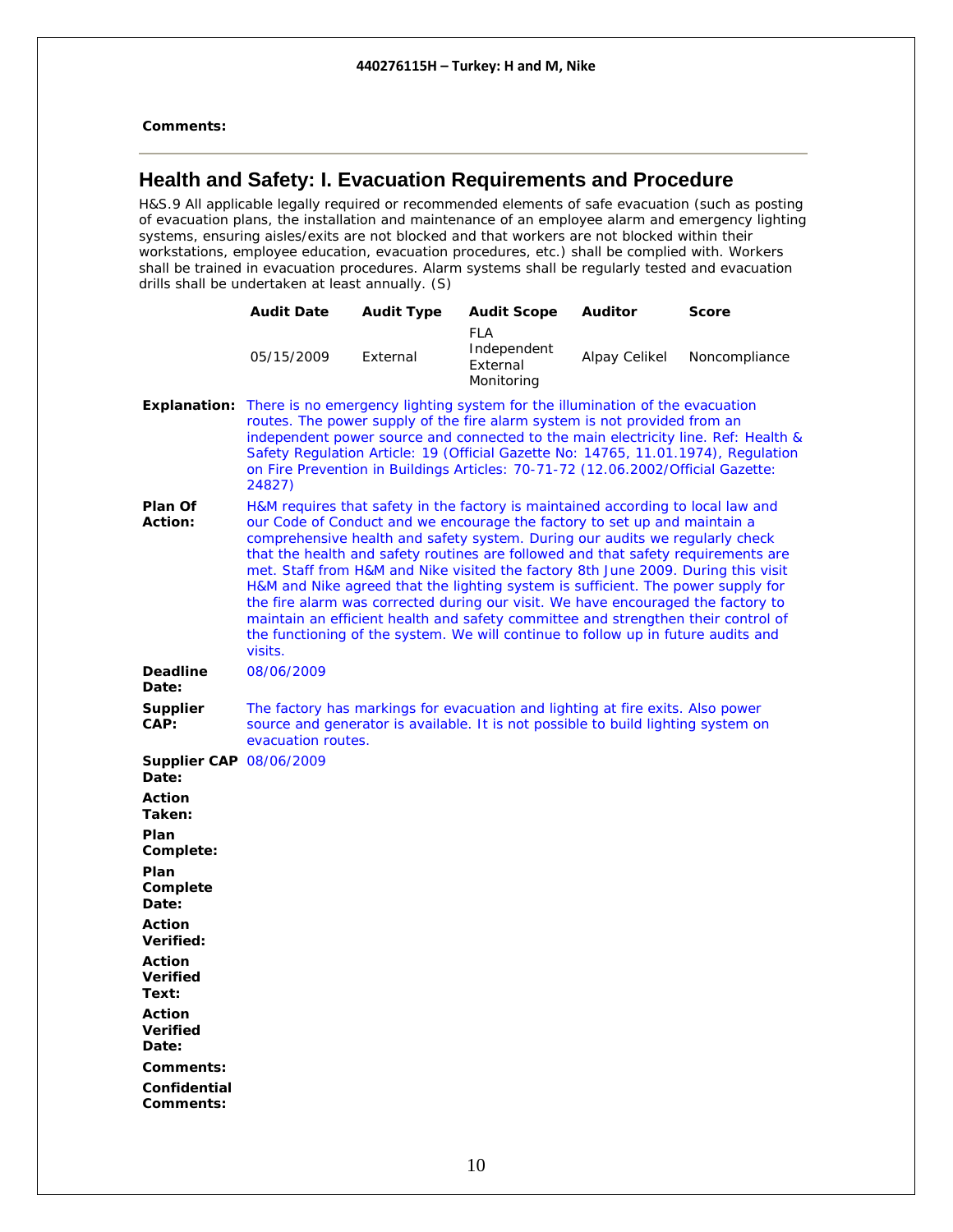**Comments:**

---

## Health and Safety: I. Evacuation Requirements and Procedure

H&S.9 All applicable legally required or recommended elements of safe evacuation (such as posting of evacuation plans, the installation and maintenance of an employee alarm and emergency lighting systems, ensuring aisles/exits are not blocked and that workers are not blocked within their workstations, employee education, evacuation procedures, etc.) shall be complied with. Workers shall be trained in evacuation procedures. Alarm systems shall be regularly tested and evacuation drills shall be undertaken at least annually. (S)

| Audit Date | Audit Type | Audit Scope | Auditor | Score |
|---|---|---|---|---|
| 05/15/2009 | External | FLA Independent External Monitoring | Alpay Celikel | Noncompliance |

**Explanation:** There is no emergency lighting system for the illumination of the evacuation routes. The power supply of the fire alarm system is not provided from an independent power source and connected to the main electricity line. Ref: Health & Safety Regulation Article: 19 (Official Gazette No: 14765, 11.01.1974), Regulation on Fire Prevention in Buildings Articles: 70-71-72 (12.06.2002/Official Gazette: 24827)

**Plan Of Action:** H&M requires that safety in the factory is maintained according to local law and our Code of Conduct and we encourage the factory to set up and maintain a comprehensive health and safety system. During our audits we regularly check that the health and safety routines are followed and that safety requirements are met. Staff from H&M and Nike visited the factory 8th June 2009. During this visit H&M and Nike agreed that the lighting system is sufficient. The power supply for the fire alarm was corrected during our visit. We have encouraged the factory to maintain an efficient health and safety committee and strengthen their control of the functioning of the system. We will continue to follow up in future audits and visits.

**Deadline Date:** 08/06/2009

**Supplier CAP:** The factory has markings for evacuation and lighting at fire exits. Also power source and generator is available. It is not possible to build lighting system on evacuation routes.

**Supplier CAP Date:** 08/06/2009

**Action Taken:**

**Plan Complete:**

**Plan Complete Date:**

**Action Verified:**

**Action Verified Text:**

**Action Verified Date:**

**Comments:**

**Confidential Comments:**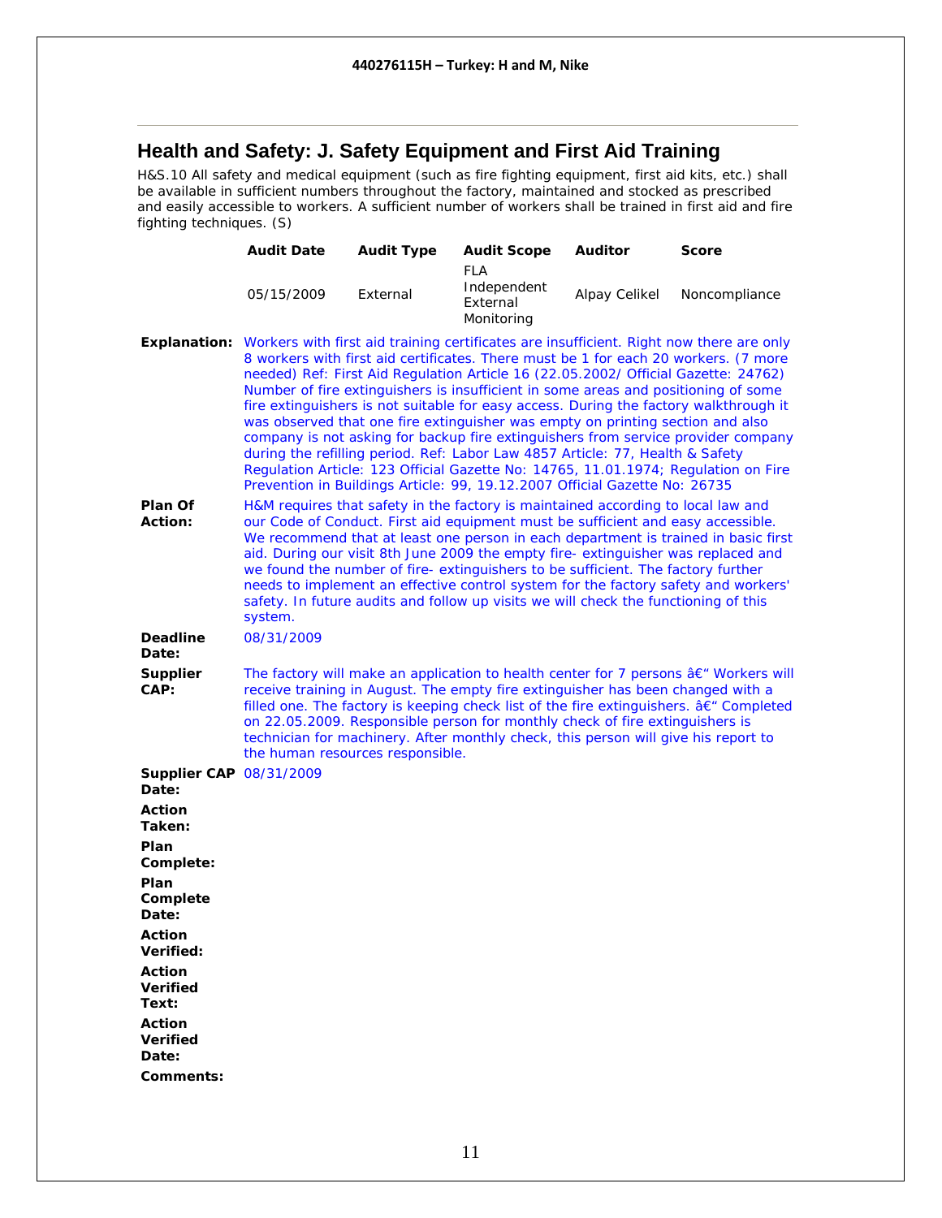## Health and Safety: J. Safety Equipment and First Aid Training

H&S.10 All safety and medical equipment (such as fire fighting equipment, first aid kits, etc.) shall be available in sufficient numbers throughout the factory, maintained and stocked as prescribed and easily accessible to workers. A sufficient number of workers shall be trained in first aid and fire fighting techniques. (S)

| Audit Date | Audit Type | Audit Scope | Auditor | Score |
|---|---|---|---|---|
| 05/15/2009 | External | FLA Independent External Monitoring | Alpay Celikel | Noncompliance |

**Explanation:** Workers with first aid training certificates are insufficient. Right now there are only 8 workers with first aid certificates. There must be 1 for each 20 workers. (7 more needed) Ref: First Aid Regulation Article 16 (22.05.2002/ Official Gazette: 24762) Number of fire extinguishers is insufficient in some areas and positioning of some fire extinguishers is not suitable for easy access. During the factory walkthrough it was observed that one fire extinguisher was empty on printing section and also company is not asking for backup fire extinguishers from service provider company during the refilling period. Ref: Labor Law 4857 Article: 77, Health & Safety Regulation Article: 123 Official Gazette No: 14765, 11.01.1974; Regulation on Fire Prevention in Buildings Article: 99, 19.12.2007 Official Gazette No: 26735

**Plan Of Action:** H&M requires that safety in the factory is maintained according to local law and our Code of Conduct. First aid equipment must be sufficient and easy accessible. We recommend that at least one person in each department is trained in basic first aid. During our visit 8th June 2009 the empty fire- extinguisher was replaced and we found the number of fire- extinguishers to be sufficient. The factory further needs to implement an effective control system for the factory safety and workers' safety. In future audits and follow up visits we will check the functioning of this system.

**Deadline Date:** 08/31/2009

**Supplier CAP:** The factory will make an application to health center for 7 persons â€" Workers will receive training in August. The empty fire extinguisher has been changed with a filled one. The factory is keeping check list of the fire extinguishers. â€" Completed on 22.05.2009. Responsible person for monthly check of fire extinguishers is technician for machinery. After monthly check, this person will give his report to the human resources responsible.

**Supplier CAP Date:** 08/31/2009

**Action Taken:**

**Plan Complete:**

**Plan Complete Date:**

**Action Verified:**

**Action Verified Text:**

**Action Verified Date:**

**Comments:**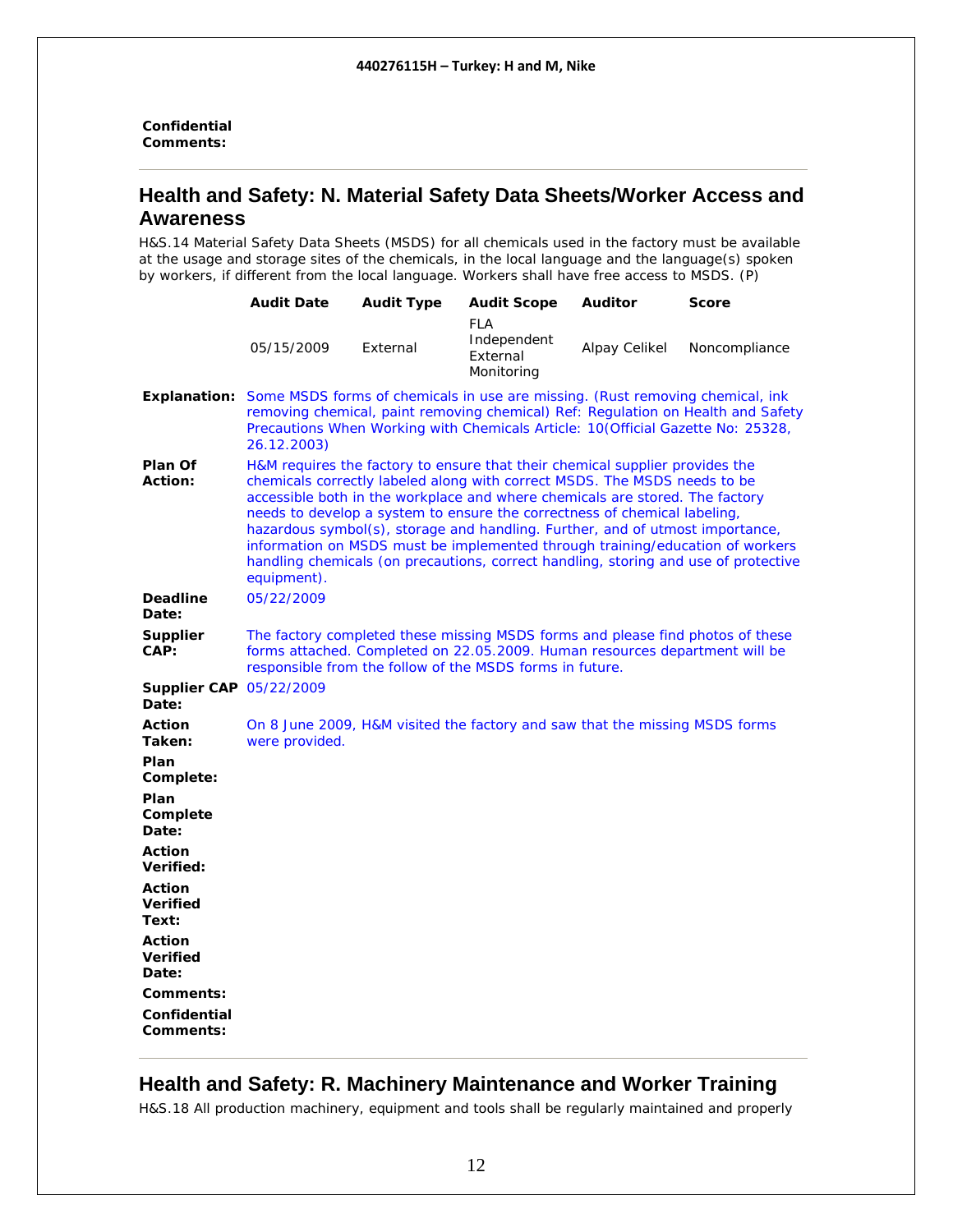**Confidential Comments:**

## Health and Safety: N. Material Safety Data Sheets/Worker Access and Awareness

H&S.14 Material Safety Data Sheets (MSDS) for all chemicals used in the factory must be available at the usage and storage sites of the chemicals, in the local language and the language(s) spoken by workers, if different from the local language. Workers shall have free access to MSDS. (P)

| Audit Date | Audit Type | Audit Scope | Auditor | Score |
|---|---|---|---|---|
| 05/15/2009 | External | FLA Independent External Monitoring | Alpay Celikel | Noncompliance |

**Explanation:** Some MSDS forms of chemicals in use are missing. (Rust removing chemical, ink removing chemical, paint removing chemical) Ref: Regulation on Health and Safety Precautions When Working with Chemicals Article: 10(Official Gazette No: 25328, 26.12.2003)

**Plan Of Action:** H&M requires the factory to ensure that their chemical supplier provides the chemicals correctly labeled along with correct MSDS. The MSDS needs to be accessible both in the workplace and where chemicals are stored. The factory needs to develop a system to ensure the correctness of chemical labeling, hazardous symbol(s), storage and handling. Further, and of utmost importance, information on MSDS must be implemented through training/education of workers handling chemicals (on precautions, correct handling, storing and use of protective equipment).

**Deadline Date:** 05/22/2009

**Supplier CAP:** The factory completed these missing MSDS forms and please find photos of these forms attached. Completed on 22.05.2009. Human resources department will be responsible from the follow of the MSDS forms in future.

**Supplier CAP Date:** 05/22/2009

**Action Taken:** On 8 June 2009, H&M visited the factory and saw that the missing MSDS forms were provided.

**Plan Complete:**

**Plan Complete Date:**

**Action Verified:**

**Action Verified Text:**

**Action Verified Date:**

**Comments:**

**Confidential Comments:**

## Health and Safety: R. Machinery Maintenance and Worker Training

H&S.18 All production machinery, equipment and tools shall be regularly maintained and properly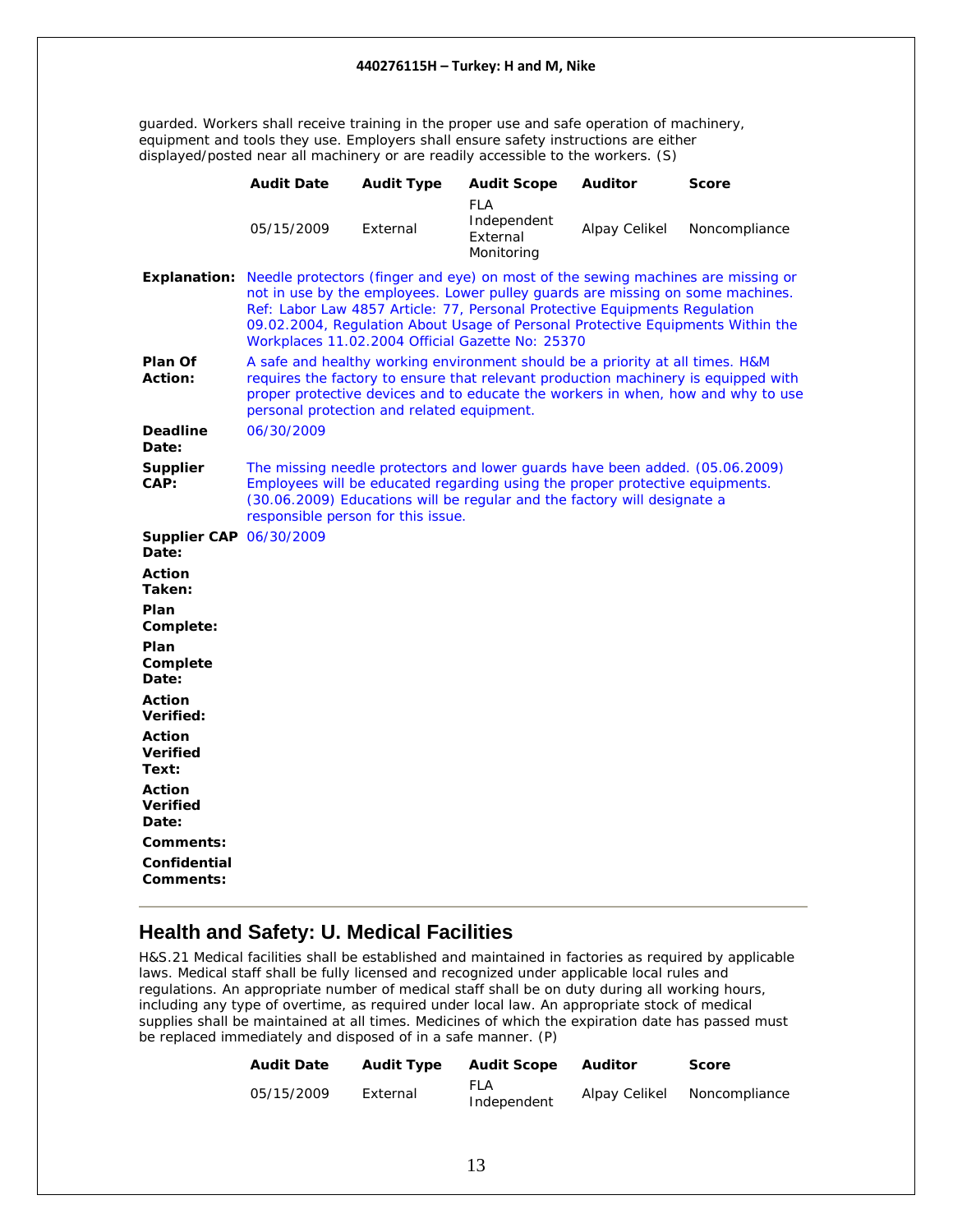guarded. Workers shall receive training in the proper use and safe operation of machinery, equipment and tools they use. Employers shall ensure safety instructions are either displayed/posted near all machinery or are readily accessible to the workers. (S)

| Audit Date | Audit Type | Audit Scope | Auditor | Score |
|---|---|---|---|---|
| 05/15/2009 | External | FLA Independent External Monitoring | Alpay Celikel | Noncompliance |

**Explanation:** Needle protectors (finger and eye) on most of the sewing machines are missing or not in use by the employees. Lower pulley guards are missing on some machines. Ref: Labor Law 4857 Article: 77, Personal Protective Equipments Regulation 09.02.2004, Regulation About Usage of Personal Protective Equipments Within the Workplaces 11.02.2004 Official Gazette No: 25370

**Plan Of Action:** A safe and healthy working environment should be a priority at all times. H&M requires the factory to ensure that relevant production machinery is equipped with proper protective devices and to educate the workers in when, how and why to use personal protection and related equipment.

**Deadline Date:** 06/30/2009

**Supplier CAP:** The missing needle protectors and lower guards have been added. (05.06.2009) Employees will be educated regarding using the proper protective equipments. (30.06.2009) Educations will be regular and the factory will designate a responsible person for this issue.

**Supplier CAP Date:** 06/30/2009

**Action Taken:**

**Plan Complete:**

**Plan Complete Date:**

**Action Verified:**

**Action Verified Text:**

**Action Verified Date:**

**Comments:**

**Confidential Comments:**

---

## Health and Safety: U. Medical Facilities

H&S.21 Medical facilities shall be established and maintained in factories as required by applicable laws. Medical staff shall be fully licensed and recognized under applicable local rules and regulations. An appropriate number of medical staff shall be on duty during all working hours, including any type of overtime, as required under local law. An appropriate stock of medical supplies shall be maintained at all times. Medicines of which the expiration date has passed must be replaced immediately and disposed of in a safe manner. (P)

| Audit Date | Audit Type | Audit Scope | Auditor | Score |
|---|---|---|---|---|
| 05/15/2009 | External | FLA Independent | Alpay Celikel | Noncompliance |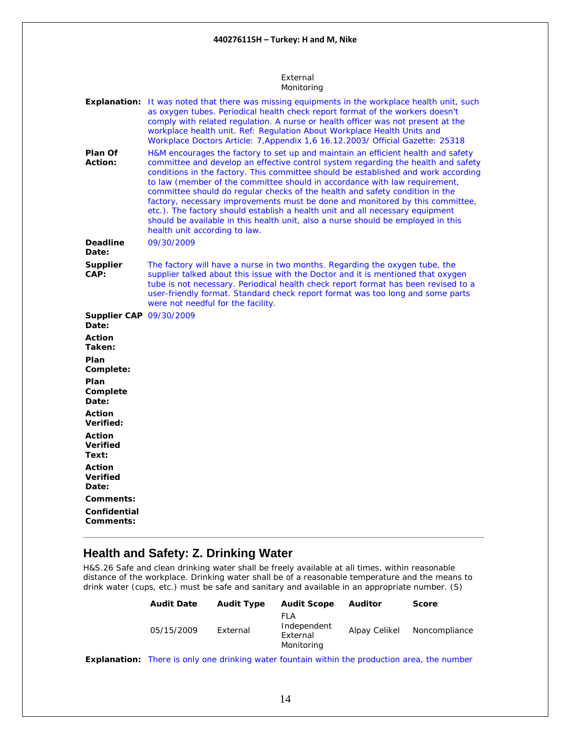External Monitoring

**Explanation:** It was noted that there was missing equipments in the workplace health unit, such as oxygen tubes. Periodical health check report format of the workers doesn't comply with related regulation. A nurse or health officer was not present at the workplace health unit. Ref: Regulation About Workplace Health Units and Workplace Doctors Article: 7,Appendix 1,6 16.12.2003/ Official Gazette: 25318

**Plan Of Action:** H&M encourages the factory to set up and maintain an efficient health and safety committee and develop an effective control system regarding the health and safety conditions in the factory. This committee should be established and work according to law (member of the committee should in accordance with law requirement, committee should do regular checks of the health and safety condition in the factory, necessary improvements must be done and monitored by this committee, etc.). The factory should establish a health unit and all necessary equipment should be available in this health unit, also a nurse should be employed in this health unit according to law.

**Deadline Date:** 09/30/2009

**Supplier CAP:** The factory will have a nurse in two months. Regarding the oxygen tube, the supplier talked about this issue with the Doctor and it is mentioned that oxygen tube is not necessary. Periodical health check report format has been revised to a user-friendly format. Standard check report format was too long and some parts were not needful for the facility.

**Supplier CAP Date:** 09/30/2009

**Action Taken:**

**Plan Complete:**

**Plan Complete Date:**

**Action Verified:**

**Action Verified Text:**

**Action Verified Date:**

**Comments:**

**Confidential Comments:**

---

## Health and Safety: Z. Drinking Water

H&S.26 Safe and clean drinking water shall be freely available at all times, within reasonable distance of the workplace. Drinking water shall be of a reasonable temperature and the means to drink water (cups, etc.) must be safe and sanitary and available in an appropriate number. (S)

| Audit Date | Audit Type | Audit Scope | Auditor | Score |
|---|---|---|---|---|
| 05/15/2009 | External | FLA Independent External Monitoring | Alpay Celikel | Noncompliance |

**Explanation:** There is only one drinking water fountain within the production area, the number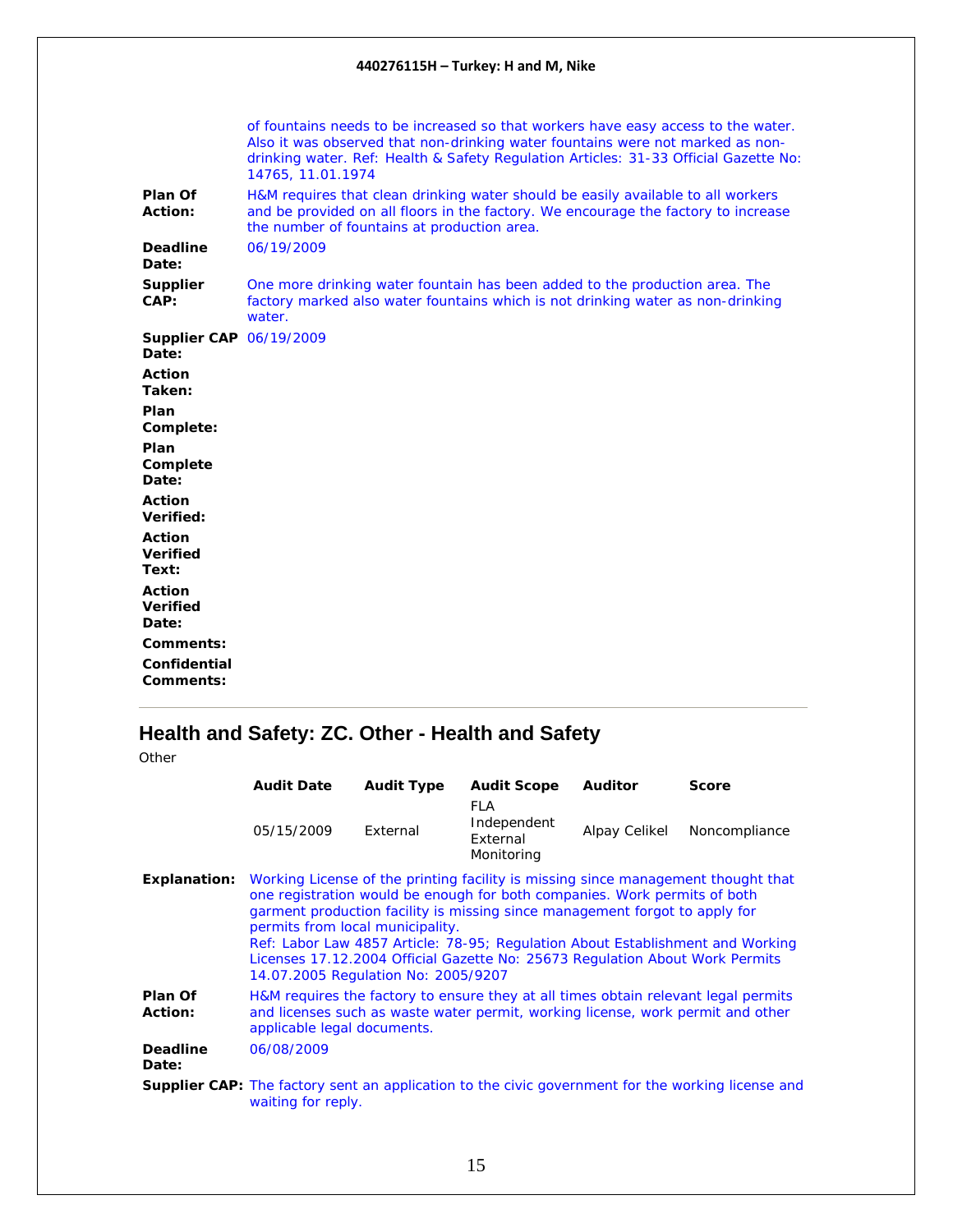of fountains needs to be increased so that workers have easy access to the water. Also it was observed that non-drinking water fountains were not marked as non-drinking water. Ref: Health & Safety Regulation Articles: 31-33 Official Gazette No: 14765, 11.01.1974

**Plan Of Action:** H&M requires that clean drinking water should be easily available to all workers and be provided on all floors in the factory. We encourage the factory to increase the number of fountains at production area.

**Deadline Date:** 06/19/2009

**Supplier CAP:** One more drinking water fountain has been added to the production area. The factory marked also water fountains which is not drinking water as non-drinking water.

**Supplier CAP Date:** 06/19/2009

**Action Taken:**

**Plan Complete:**

**Plan Complete Date:**

**Action Verified:**

**Action Verified Text:**

**Action Verified Date:**

**Comments:**

**Confidential Comments:**

---

## Health and Safety: ZC. Other - Health and Safety

Other

| Audit Date | Audit Type | Audit Scope | Auditor | Score |
|---|---|---|---|---|
| 05/15/2009 | External | FLA Independent External Monitoring | Alpay Celikel | Noncompliance |

**Explanation:** Working License of the printing facility is missing since management thought that one registration would be enough for both companies. Work permits of both garment production facility is missing since management forgot to apply for permits from local municipality.
Ref: Labor Law 4857 Article: 78-95; Regulation About Establishment and Working Licenses 17.12.2004 Official Gazette No: 25673 Regulation About Work Permits 14.07.2005 Regulation No: 2005/9207

**Plan Of Action:** H&M requires the factory to ensure they at all times obtain relevant legal permits and licenses such as waste water permit, working license, work permit and other applicable legal documents.

**Deadline Date:** 06/08/2009

**Supplier CAP:** The factory sent an application to the civic government for the working license and waiting for reply.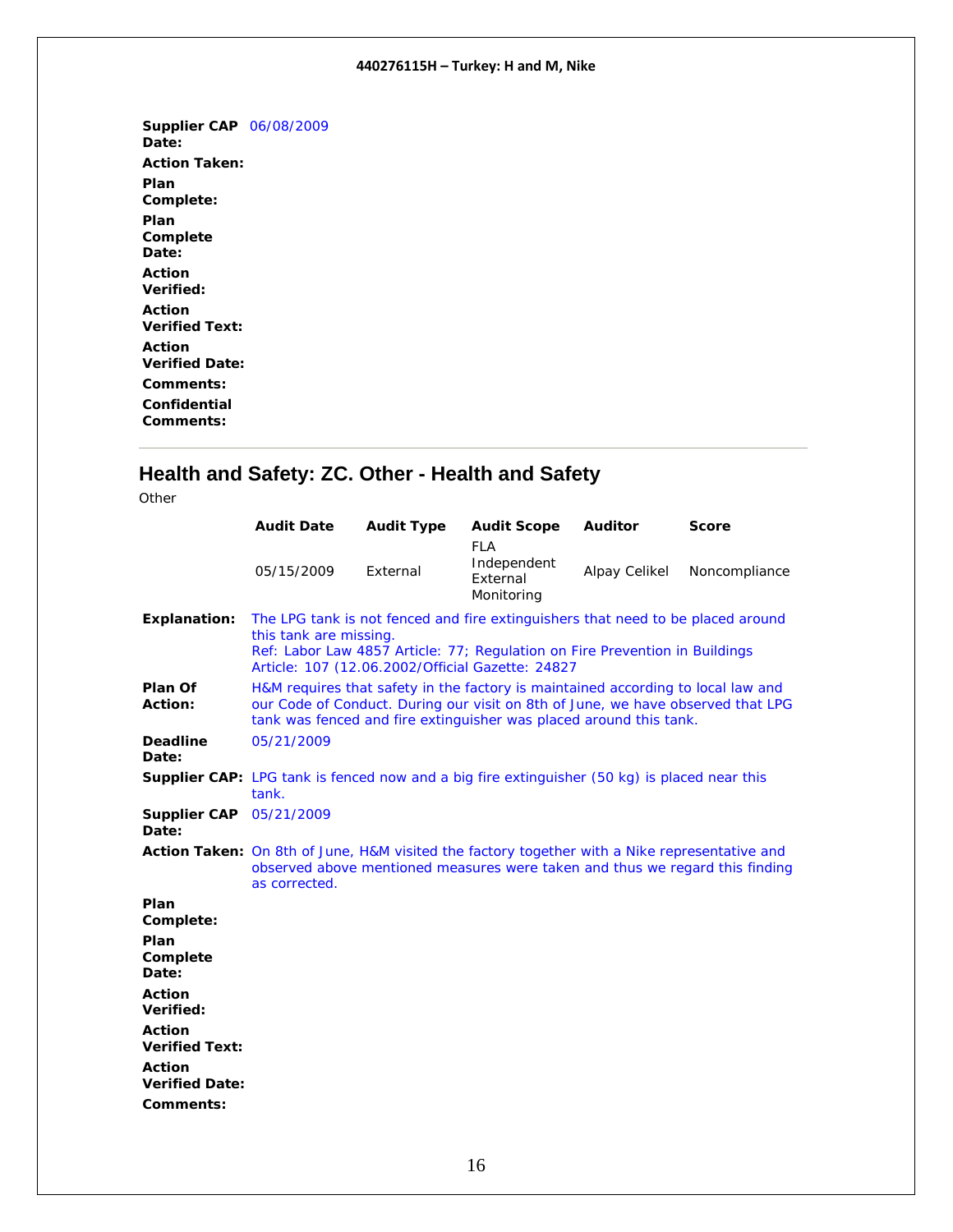**Supplier CAP Date:** 06/08/2009

**Action Taken:**

**Plan Complete:**

**Plan Complete Date:**

**Action Verified:**

**Action Verified Text:**

**Action Verified Date:**

**Comments:**

**Confidential Comments:**

---

## Health and Safety: ZC. Other - Health and Safety

Other

| Audit Date | Audit Type | Audit Scope | Auditor | Score |
|---|---|---|---|---|
| 05/15/2009 | External | FLA Independent External Monitoring | Alpay Celikel | Noncompliance |

**Explanation:** The LPG tank is not fenced and fire extinguishers that need to be placed around this tank are missing.
Ref: Labor Law 4857 Article: 77; Regulation on Fire Prevention in Buildings Article: 107 (12.06.2002/Official Gazette: 24827

**Plan Of Action:** H&M requires that safety in the factory is maintained according to local law and our Code of Conduct. During our visit on 8th of June, we have observed that LPG tank was fenced and fire extinguisher was placed around this tank.

**Deadline Date:** 05/21/2009

**Supplier CAP:** LPG tank is fenced now and a big fire extinguisher (50 kg) is placed near this tank.

**Supplier CAP Date:** 05/21/2009

**Action Taken:** On 8th of June, H&M visited the factory together with a Nike representative and observed above mentioned measures were taken and thus we regard this finding as corrected.

**Plan Complete:**

**Plan Complete Date:**

**Action Verified:**

**Action Verified Text:**

**Action Verified Date:**

**Comments:**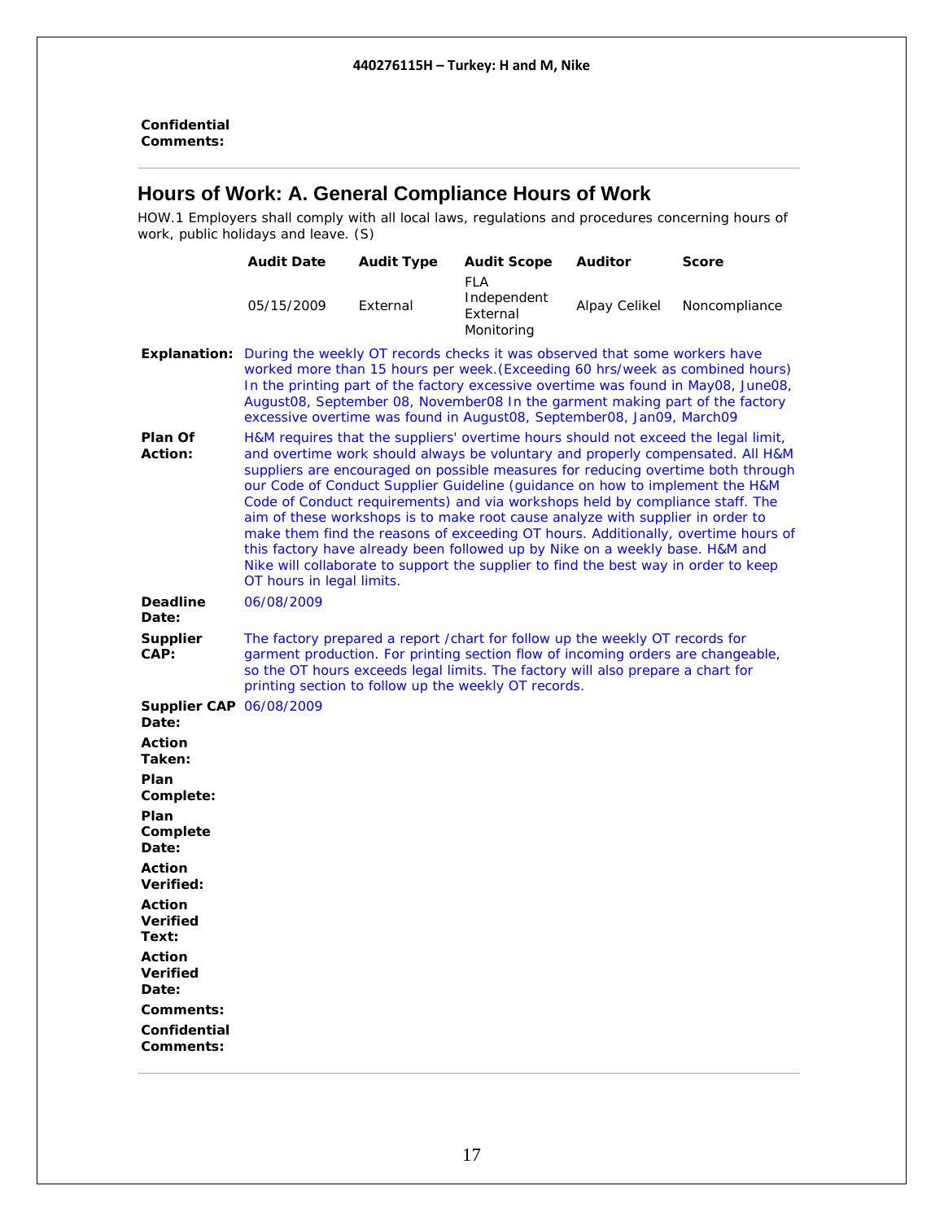**Confidential Comments:**

## Hours of Work: A. General Compliance Hours of Work

HOW.1 Employers shall comply with all local laws, regulations and procedures concerning hours of work, public holidays and leave. (S)

| Audit Date | Audit Type | Audit Scope | Auditor | Score |
|---|---|---|---|---|
| 05/15/2009 | External | FLA Independent External Monitoring | Alpay Celikel | Noncompliance |

**Explanation:** During the weekly OT records checks it was observed that some workers have worked more than 15 hours per week.(Exceeding 60 hrs/week as combined hours) In the printing part of the factory excessive overtime was found in May08, June08, August08, September 08, November08 In the garment making part of the factory excessive overtime was found in August08, September08, Jan09, March09

**Plan Of Action:** H&M requires that the suppliers' overtime hours should not exceed the legal limit, and overtime work should always be voluntary and properly compensated. All H&M suppliers are encouraged on possible measures for reducing overtime both through our Code of Conduct Supplier Guideline (guidance on how to implement the H&M Code of Conduct requirements) and via workshops held by compliance staff. The aim of these workshops is to make root cause analyze with supplier in order to make them find the reasons of exceeding OT hours. Additionally, overtime hours of this factory have already been followed up by Nike on a weekly base. H&M and Nike will collaborate to support the supplier to find the best way in order to keep OT hours in legal limits.

**Deadline Date:** 06/08/2009

**Supplier CAP:** The factory prepared a report /chart for follow up the weekly OT records for garment production. For printing section flow of incoming orders are changeable, so the OT hours exceeds legal limits. The factory will also prepare a chart for printing section to follow up the weekly OT records.

**Supplier CAP Date:** 06/08/2009

**Action Taken:**

**Plan Complete:**

**Plan Complete Date:**

**Action Verified:**

**Action Verified Text:**

**Action Verified Date:**

**Comments:**

**Confidential Comments:**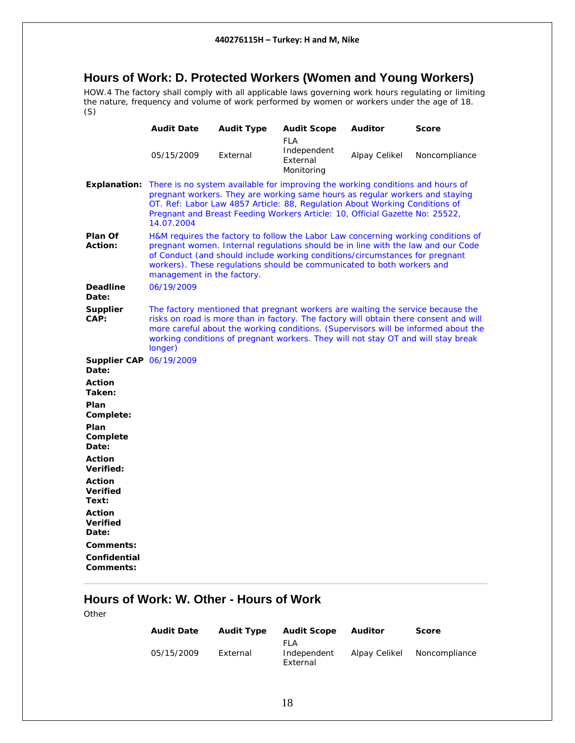## Hours of Work: D. Protected Workers (Women and Young Workers)

HOW.4 The factory shall comply with all applicable laws governing work hours regulating or limiting the nature, frequency and volume of work performed by women or workers under the age of 18. (S)

| Audit Date | Audit Type | Audit Scope | Auditor | Score |
|---|---|---|---|---|
| 05/15/2009 | External | FLA Independent External Monitoring | Alpay Celikel | Noncompliance |

**Explanation:** There is no system available for improving the working conditions and hours of pregnant workers. They are working same hours as regular workers and staying OT. Ref: Labor Law 4857 Article: 88, Regulation About Working Conditions of Pregnant and Breast Feeding Workers Article: 10, Official Gazette No: 25522, 14.07.2004

**Plan Of Action:** H&M requires the factory to follow the Labor Law concerning working conditions of pregnant women. Internal regulations should be in line with the law and our Code of Conduct (and should include working conditions/circumstances for pregnant workers). These regulations should be communicated to both workers and management in the factory.

**Deadline Date:** 06/19/2009

**Supplier CAP:** The factory mentioned that pregnant workers are waiting the service because the risks on road is more than in factory. The factory will obtain there consent and will more careful about the working conditions. (Supervisors will be informed about the working conditions of pregnant workers. They will not stay OT and will stay break longer)

**Supplier CAP Date:** 06/19/2009

**Action Taken:**

**Plan Complete:**

**Plan Complete Date:**

**Action Verified:**

**Action Verified Text:**

**Action Verified Date:**

**Comments:**

**Confidential Comments:**

---

## Hours of Work: W. Other - Hours of Work

Other

| Audit Date | Audit Type | Audit Scope | Auditor | Score |
|---|---|---|---|---|
| 05/15/2009 | External | FLA Independent External | Alpay Celikel | Noncompliance |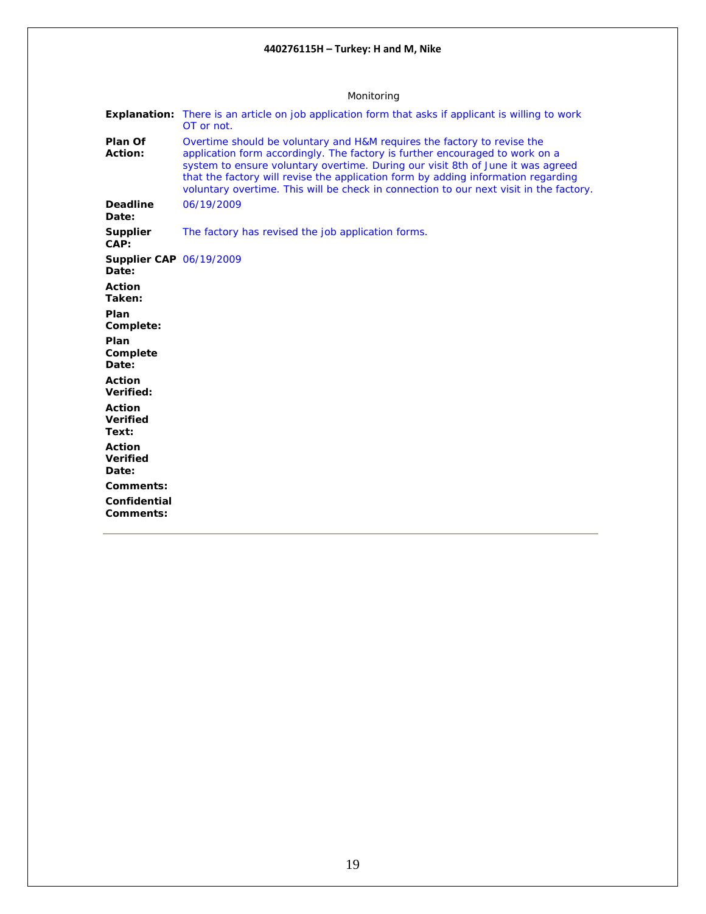Monitoring

| | |
|---|---|
| **Explanation:** | There is an article on job application form that asks if applicant is willing to work OT or not. |
| **Plan Of Action:** | Overtime should be voluntary and H&M requires the factory to revise the application form accordingly. The factory is further encouraged to work on a system to ensure voluntary overtime. During our visit 8th of June it was agreed that the factory will revise the application form by adding information regarding voluntary overtime. This will be check in connection to our next visit in the factory. |
| **Deadline Date:** | 06/19/2009 |
| **Supplier CAP:** | The factory has revised the job application forms. |
| **Supplier CAP Date:** | 06/19/2009 |
| **Action Taken:** | |
| **Plan Complete:** | |
| **Plan Complete Date:** | |
| **Action Verified:** | |
| **Action Verified Text:** | |
| **Action Verified Date:** | |
| **Comments:** | |
| **Confidential Comments:** | |